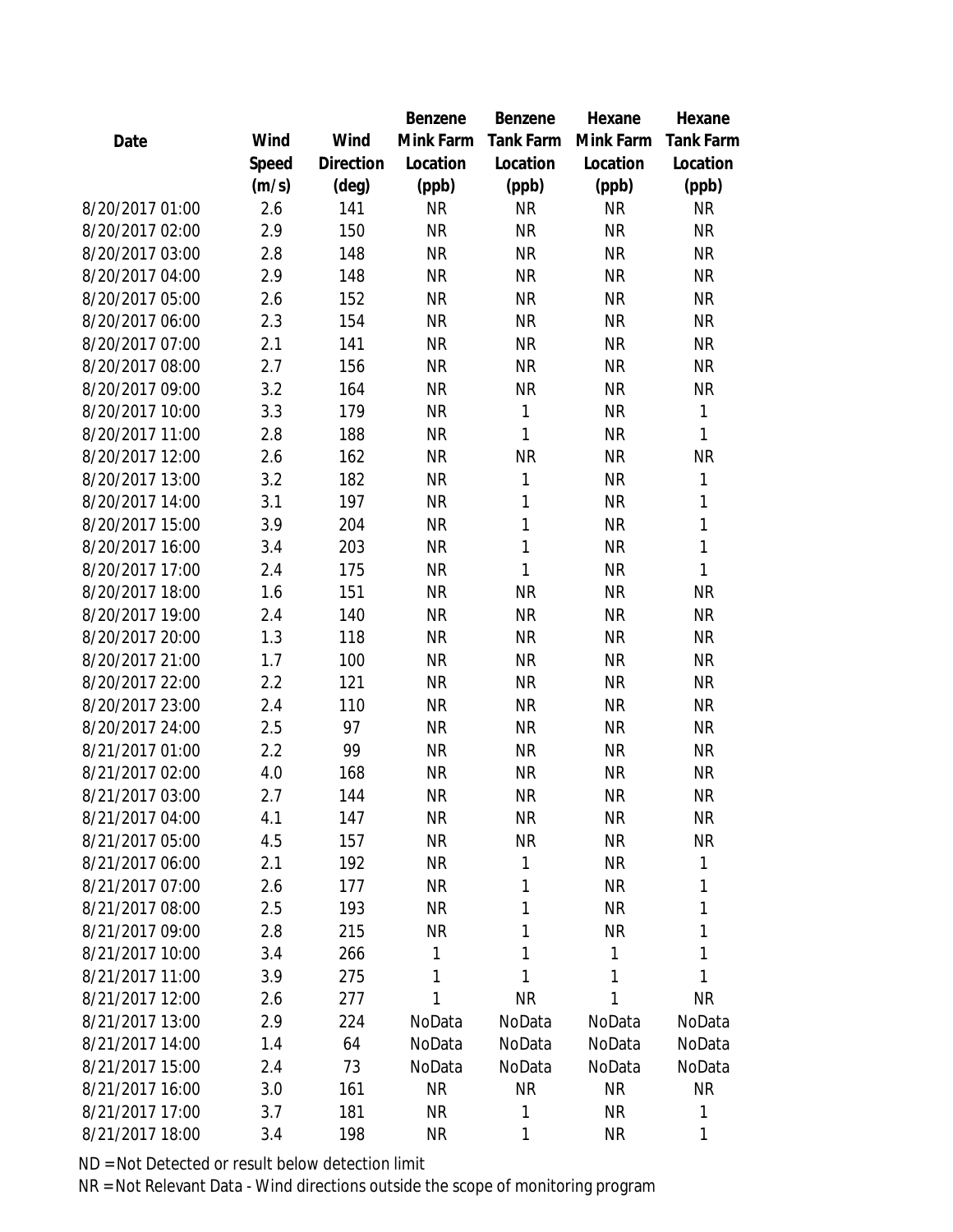| Date | Wind Speed (m/s) | Wind Direction (deg) | Benzene Mink Farm Location (ppb) | Benzene Tank Farm Location (ppb) | Hexane Mink Farm Location (ppb) | Hexane Tank Farm Location (ppb) |
|---|---|---|---|---|---|---|
| 8/20/2017 01:00 | 2.6 | 141 | NR | NR | NR | NR |
| 8/20/2017 02:00 | 2.9 | 150 | NR | NR | NR | NR |
| 8/20/2017 03:00 | 2.8 | 148 | NR | NR | NR | NR |
| 8/20/2017 04:00 | 2.9 | 148 | NR | NR | NR | NR |
| 8/20/2017 05:00 | 2.6 | 152 | NR | NR | NR | NR |
| 8/20/2017 06:00 | 2.3 | 154 | NR | NR | NR | NR |
| 8/20/2017 07:00 | 2.1 | 141 | NR | NR | NR | NR |
| 8/20/2017 08:00 | 2.7 | 156 | NR | NR | NR | NR |
| 8/20/2017 09:00 | 3.2 | 164 | NR | NR | NR | NR |
| 8/20/2017 10:00 | 3.3 | 179 | NR | 1 | NR | 1 |
| 8/20/2017 11:00 | 2.8 | 188 | NR | 1 | NR | 1 |
| 8/20/2017 12:00 | 2.6 | 162 | NR | NR | NR | NR |
| 8/20/2017 13:00 | 3.2 | 182 | NR | 1 | NR | 1 |
| 8/20/2017 14:00 | 3.1 | 197 | NR | 1 | NR | 1 |
| 8/20/2017 15:00 | 3.9 | 204 | NR | 1 | NR | 1 |
| 8/20/2017 16:00 | 3.4 | 203 | NR | 1 | NR | 1 |
| 8/20/2017 17:00 | 2.4 | 175 | NR | 1 | NR | 1 |
| 8/20/2017 18:00 | 1.6 | 151 | NR | NR | NR | NR |
| 8/20/2017 19:00 | 2.4 | 140 | NR | NR | NR | NR |
| 8/20/2017 20:00 | 1.3 | 118 | NR | NR | NR | NR |
| 8/20/2017 21:00 | 1.7 | 100 | NR | NR | NR | NR |
| 8/20/2017 22:00 | 2.2 | 121 | NR | NR | NR | NR |
| 8/20/2017 23:00 | 2.4 | 110 | NR | NR | NR | NR |
| 8/20/2017 24:00 | 2.5 | 97 | NR | NR | NR | NR |
| 8/21/2017 01:00 | 2.2 | 99 | NR | NR | NR | NR |
| 8/21/2017 02:00 | 4.0 | 168 | NR | NR | NR | NR |
| 8/21/2017 03:00 | 2.7 | 144 | NR | NR | NR | NR |
| 8/21/2017 04:00 | 4.1 | 147 | NR | NR | NR | NR |
| 8/21/2017 05:00 | 4.5 | 157 | NR | NR | NR | NR |
| 8/21/2017 06:00 | 2.1 | 192 | NR | 1 | NR | 1 |
| 8/21/2017 07:00 | 2.6 | 177 | NR | 1 | NR | 1 |
| 8/21/2017 08:00 | 2.5 | 193 | NR | 1 | NR | 1 |
| 8/21/2017 09:00 | 2.8 | 215 | NR | 1 | NR | 1 |
| 8/21/2017 10:00 | 3.4 | 266 | 1 | 1 | 1 | 1 |
| 8/21/2017 11:00 | 3.9 | 275 | 1 | 1 | 1 | 1 |
| 8/21/2017 12:00 | 2.6 | 277 | 1 | NR | 1 | NR |
| 8/21/2017 13:00 | 2.9 | 224 | NoData | NoData | NoData | NoData |
| 8/21/2017 14:00 | 1.4 | 64 | NoData | NoData | NoData | NoData |
| 8/21/2017 15:00 | 2.4 | 73 | NoData | NoData | NoData | NoData |
| 8/21/2017 16:00 | 3.0 | 161 | NR | NR | NR | NR |
| 8/21/2017 17:00 | 3.7 | 181 | NR | 1 | NR | 1 |
| 8/21/2017 18:00 | 3.4 | 198 | NR | 1 | NR | 1 |

ND = Not Detected or result below detection limit

NR = Not Relevant Data - Wind directions outside the scope of monitoring program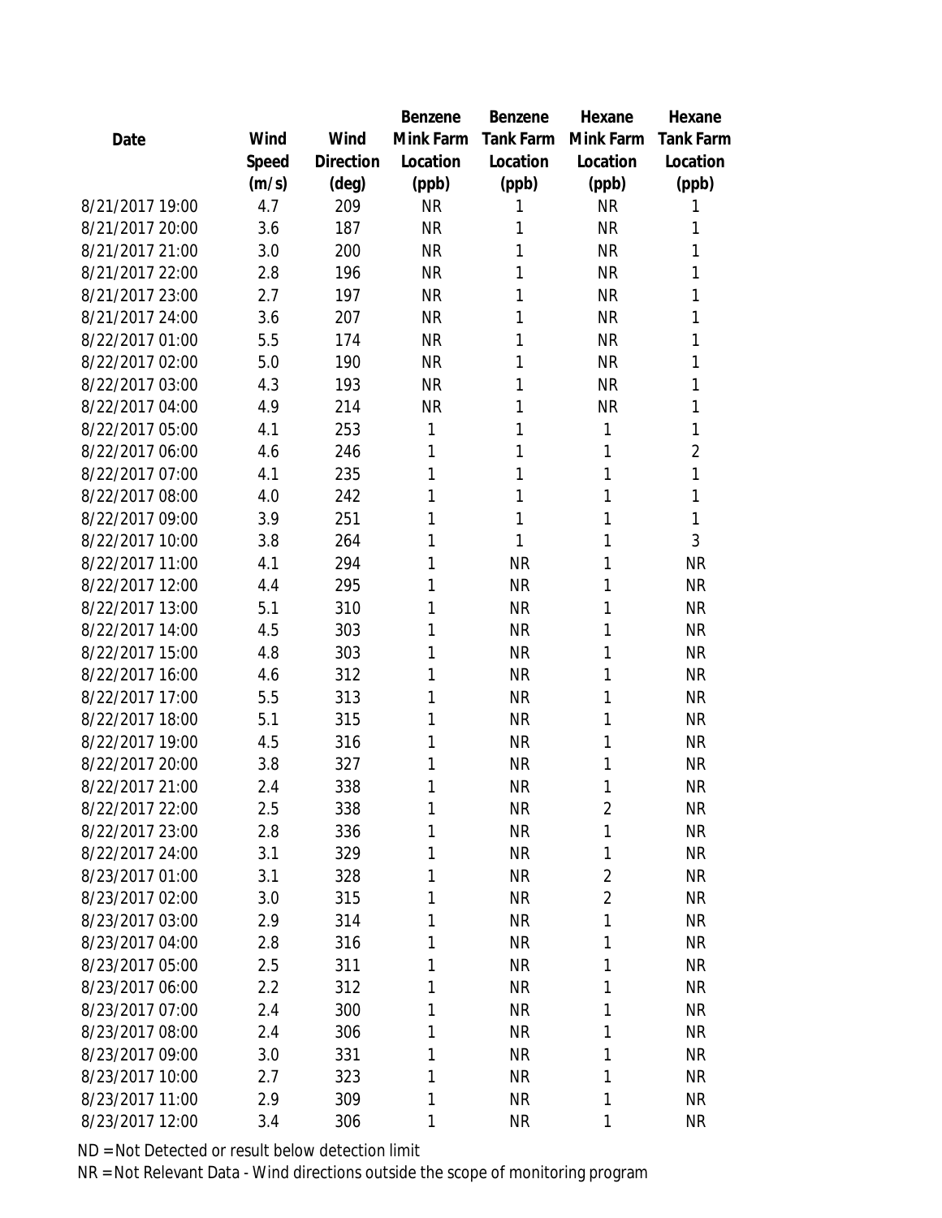| Date | Wind Speed (m/s) | Wind Direction (deg) | Benzene Mink Farm Location (ppb) | Benzene Tank Farm Location (ppb) | Hexane Mink Farm Location (ppb) | Hexane Tank Farm Location (ppb) |
|---|---|---|---|---|---|---|
| 8/21/2017 19:00 | 4.7 | 209 | NR | 1 | NR | 1 |
| 8/21/2017 20:00 | 3.6 | 187 | NR | 1 | NR | 1 |
| 8/21/2017 21:00 | 3.0 | 200 | NR | 1 | NR | 1 |
| 8/21/2017 22:00 | 2.8 | 196 | NR | 1 | NR | 1 |
| 8/21/2017 23:00 | 2.7 | 197 | NR | 1 | NR | 1 |
| 8/21/2017 24:00 | 3.6 | 207 | NR | 1 | NR | 1 |
| 8/22/2017 01:00 | 5.5 | 174 | NR | 1 | NR | 1 |
| 8/22/2017 02:00 | 5.0 | 190 | NR | 1 | NR | 1 |
| 8/22/2017 03:00 | 4.3 | 193 | NR | 1 | NR | 1 |
| 8/22/2017 04:00 | 4.9 | 214 | NR | 1 | NR | 1 |
| 8/22/2017 05:00 | 4.1 | 253 | 1 | 1 | 1 | 1 |
| 8/22/2017 06:00 | 4.6 | 246 | 1 | 1 | 1 | 2 |
| 8/22/2017 07:00 | 4.1 | 235 | 1 | 1 | 1 | 1 |
| 8/22/2017 08:00 | 4.0 | 242 | 1 | 1 | 1 | 1 |
| 8/22/2017 09:00 | 3.9 | 251 | 1 | 1 | 1 | 1 |
| 8/22/2017 10:00 | 3.8 | 264 | 1 | 1 | 1 | 3 |
| 8/22/2017 11:00 | 4.1 | 294 | 1 | NR | 1 | NR |
| 8/22/2017 12:00 | 4.4 | 295 | 1 | NR | 1 | NR |
| 8/22/2017 13:00 | 5.1 | 310 | 1 | NR | 1 | NR |
| 8/22/2017 14:00 | 4.5 | 303 | 1 | NR | 1 | NR |
| 8/22/2017 15:00 | 4.8 | 303 | 1 | NR | 1 | NR |
| 8/22/2017 16:00 | 4.6 | 312 | 1 | NR | 1 | NR |
| 8/22/2017 17:00 | 5.5 | 313 | 1 | NR | 1 | NR |
| 8/22/2017 18:00 | 5.1 | 315 | 1 | NR | 1 | NR |
| 8/22/2017 19:00 | 4.5 | 316 | 1 | NR | 1 | NR |
| 8/22/2017 20:00 | 3.8 | 327 | 1 | NR | 1 | NR |
| 8/22/2017 21:00 | 2.4 | 338 | 1 | NR | 1 | NR |
| 8/22/2017 22:00 | 2.5 | 338 | 1 | NR | 2 | NR |
| 8/22/2017 23:00 | 2.8 | 336 | 1 | NR | 1 | NR |
| 8/22/2017 24:00 | 3.1 | 329 | 1 | NR | 1 | NR |
| 8/23/2017 01:00 | 3.1 | 328 | 1 | NR | 2 | NR |
| 8/23/2017 02:00 | 3.0 | 315 | 1 | NR | 2 | NR |
| 8/23/2017 03:00 | 2.9 | 314 | 1 | NR | 1 | NR |
| 8/23/2017 04:00 | 2.8 | 316 | 1 | NR | 1 | NR |
| 8/23/2017 05:00 | 2.5 | 311 | 1 | NR | 1 | NR |
| 8/23/2017 06:00 | 2.2 | 312 | 1 | NR | 1 | NR |
| 8/23/2017 07:00 | 2.4 | 300 | 1 | NR | 1 | NR |
| 8/23/2017 08:00 | 2.4 | 306 | 1 | NR | 1 | NR |
| 8/23/2017 09:00 | 3.0 | 331 | 1 | NR | 1 | NR |
| 8/23/2017 10:00 | 2.7 | 323 | 1 | NR | 1 | NR |
| 8/23/2017 11:00 | 2.9 | 309 | 1 | NR | 1 | NR |
| 8/23/2017 12:00 | 3.4 | 306 | 1 | NR | 1 | NR |

ND = Not Detected or result below detection limit

NR = Not Relevant Data - Wind directions outside the scope of monitoring program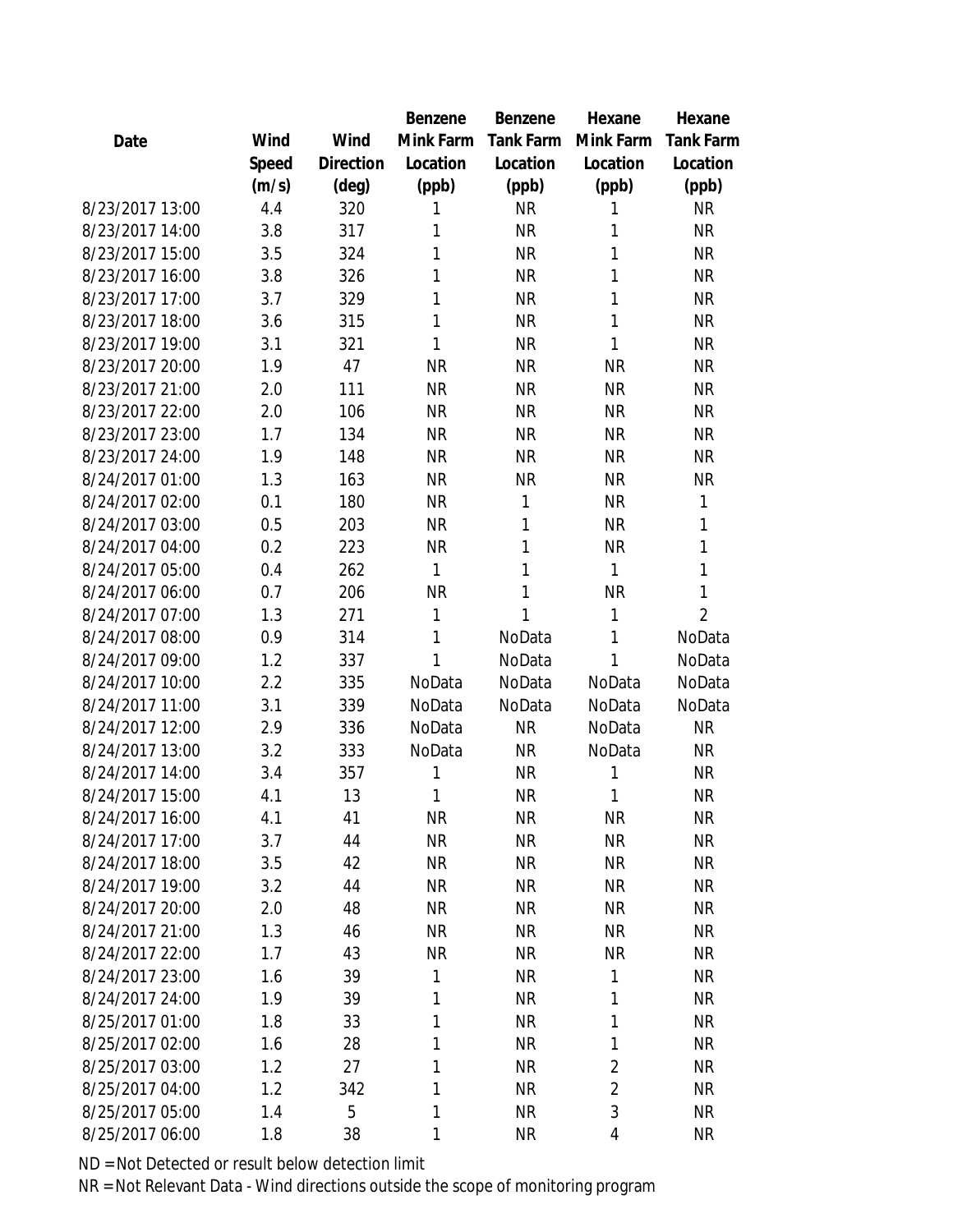| Date | Wind Speed (m/s) | Wind Direction (deg) | Benzene Mink Farm Location (ppb) | Benzene Tank Farm Location (ppb) | Hexane Mink Farm Location (ppb) | Hexane Tank Farm Location (ppb) |
|---|---|---|---|---|---|---|
| 8/23/2017 13:00 | 4.4 | 320 | 1 | NR | 1 | NR |
| 8/23/2017 14:00 | 3.8 | 317 | 1 | NR | 1 | NR |
| 8/23/2017 15:00 | 3.5 | 324 | 1 | NR | 1 | NR |
| 8/23/2017 16:00 | 3.8 | 326 | 1 | NR | 1 | NR |
| 8/23/2017 17:00 | 3.7 | 329 | 1 | NR | 1 | NR |
| 8/23/2017 18:00 | 3.6 | 315 | 1 | NR | 1 | NR |
| 8/23/2017 19:00 | 3.1 | 321 | 1 | NR | 1 | NR |
| 8/23/2017 20:00 | 1.9 | 47 | NR | NR | NR | NR |
| 8/23/2017 21:00 | 2.0 | 111 | NR | NR | NR | NR |
| 8/23/2017 22:00 | 2.0 | 106 | NR | NR | NR | NR |
| 8/23/2017 23:00 | 1.7 | 134 | NR | NR | NR | NR |
| 8/23/2017 24:00 | 1.9 | 148 | NR | NR | NR | NR |
| 8/24/2017 01:00 | 1.3 | 163 | NR | NR | NR | NR |
| 8/24/2017 02:00 | 0.1 | 180 | NR | 1 | NR | 1 |
| 8/24/2017 03:00 | 0.5 | 203 | NR | 1 | NR | 1 |
| 8/24/2017 04:00 | 0.2 | 223 | NR | 1 | NR | 1 |
| 8/24/2017 05:00 | 0.4 | 262 | 1 | 1 | 1 | 1 |
| 8/24/2017 06:00 | 0.7 | 206 | NR | 1 | NR | 1 |
| 8/24/2017 07:00 | 1.3 | 271 | 1 | 1 | 1 | 2 |
| 8/24/2017 08:00 | 0.9 | 314 | 1 | NoData | 1 | NoData |
| 8/24/2017 09:00 | 1.2 | 337 | 1 | NoData | 1 | NoData |
| 8/24/2017 10:00 | 2.2 | 335 | NoData | NoData | NoData | NoData |
| 8/24/2017 11:00 | 3.1 | 339 | NoData | NoData | NoData | NoData |
| 8/24/2017 12:00 | 2.9 | 336 | NoData | NR | NoData | NR |
| 8/24/2017 13:00 | 3.2 | 333 | NoData | NR | NoData | NR |
| 8/24/2017 14:00 | 3.4 | 357 | 1 | NR | 1 | NR |
| 8/24/2017 15:00 | 4.1 | 13 | 1 | NR | 1 | NR |
| 8/24/2017 16:00 | 4.1 | 41 | NR | NR | NR | NR |
| 8/24/2017 17:00 | 3.7 | 44 | NR | NR | NR | NR |
| 8/24/2017 18:00 | 3.5 | 42 | NR | NR | NR | NR |
| 8/24/2017 19:00 | 3.2 | 44 | NR | NR | NR | NR |
| 8/24/2017 20:00 | 2.0 | 48 | NR | NR | NR | NR |
| 8/24/2017 21:00 | 1.3 | 46 | NR | NR | NR | NR |
| 8/24/2017 22:00 | 1.7 | 43 | NR | NR | NR | NR |
| 8/24/2017 23:00 | 1.6 | 39 | 1 | NR | 1 | NR |
| 8/24/2017 24:00 | 1.9 | 39 | 1 | NR | 1 | NR |
| 8/25/2017 01:00 | 1.8 | 33 | 1 | NR | 1 | NR |
| 8/25/2017 02:00 | 1.6 | 28 | 1 | NR | 1 | NR |
| 8/25/2017 03:00 | 1.2 | 27 | 1 | NR | 2 | NR |
| 8/25/2017 04:00 | 1.2 | 342 | 1 | NR | 2 | NR |
| 8/25/2017 05:00 | 1.4 | 5 | 1 | NR | 3 | NR |
| 8/25/2017 06:00 | 1.8 | 38 | 1 | NR | 4 | NR |

ND = Not Detected or result below detection limit

NR = Not Relevant Data - Wind directions outside the scope of monitoring program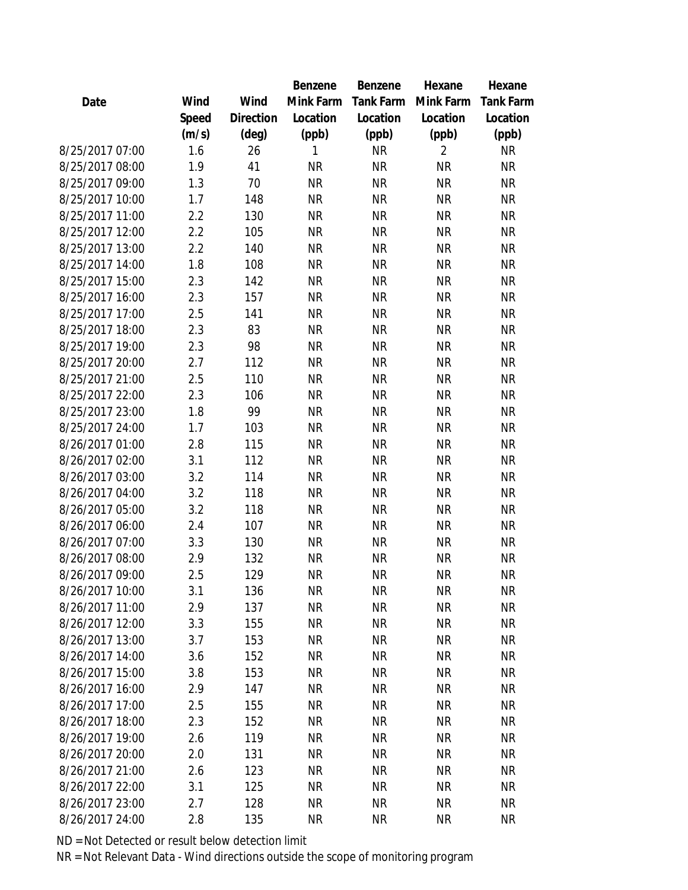| Date | Wind Speed (m/s) | Wind Direction (deg) | Benzene Mink Farm Location (ppb) | Benzene Tank Farm Location (ppb) | Hexane Mink Farm Location (ppb) | Hexane Tank Farm Location (ppb) |
|---|---|---|---|---|---|---|
| 8/25/2017 07:00 | 1.6 | 26 | 1 | NR | 2 | NR |
| 8/25/2017 08:00 | 1.9 | 41 | NR | NR | NR | NR |
| 8/25/2017 09:00 | 1.3 | 70 | NR | NR | NR | NR |
| 8/25/2017 10:00 | 1.7 | 148 | NR | NR | NR | NR |
| 8/25/2017 11:00 | 2.2 | 130 | NR | NR | NR | NR |
| 8/25/2017 12:00 | 2.2 | 105 | NR | NR | NR | NR |
| 8/25/2017 13:00 | 2.2 | 140 | NR | NR | NR | NR |
| 8/25/2017 14:00 | 1.8 | 108 | NR | NR | NR | NR |
| 8/25/2017 15:00 | 2.3 | 142 | NR | NR | NR | NR |
| 8/25/2017 16:00 | 2.3 | 157 | NR | NR | NR | NR |
| 8/25/2017 17:00 | 2.5 | 141 | NR | NR | NR | NR |
| 8/25/2017 18:00 | 2.3 | 83 | NR | NR | NR | NR |
| 8/25/2017 19:00 | 2.3 | 98 | NR | NR | NR | NR |
| 8/25/2017 20:00 | 2.7 | 112 | NR | NR | NR | NR |
| 8/25/2017 21:00 | 2.5 | 110 | NR | NR | NR | NR |
| 8/25/2017 22:00 | 2.3 | 106 | NR | NR | NR | NR |
| 8/25/2017 23:00 | 1.8 | 99 | NR | NR | NR | NR |
| 8/25/2017 24:00 | 1.7 | 103 | NR | NR | NR | NR |
| 8/26/2017 01:00 | 2.8 | 115 | NR | NR | NR | NR |
| 8/26/2017 02:00 | 3.1 | 112 | NR | NR | NR | NR |
| 8/26/2017 03:00 | 3.2 | 114 | NR | NR | NR | NR |
| 8/26/2017 04:00 | 3.2 | 118 | NR | NR | NR | NR |
| 8/26/2017 05:00 | 3.2 | 118 | NR | NR | NR | NR |
| 8/26/2017 06:00 | 2.4 | 107 | NR | NR | NR | NR |
| 8/26/2017 07:00 | 3.3 | 130 | NR | NR | NR | NR |
| 8/26/2017 08:00 | 2.9 | 132 | NR | NR | NR | NR |
| 8/26/2017 09:00 | 2.5 | 129 | NR | NR | NR | NR |
| 8/26/2017 10:00 | 3.1 | 136 | NR | NR | NR | NR |
| 8/26/2017 11:00 | 2.9 | 137 | NR | NR | NR | NR |
| 8/26/2017 12:00 | 3.3 | 155 | NR | NR | NR | NR |
| 8/26/2017 13:00 | 3.7 | 153 | NR | NR | NR | NR |
| 8/26/2017 14:00 | 3.6 | 152 | NR | NR | NR | NR |
| 8/26/2017 15:00 | 3.8 | 153 | NR | NR | NR | NR |
| 8/26/2017 16:00 | 2.9 | 147 | NR | NR | NR | NR |
| 8/26/2017 17:00 | 2.5 | 155 | NR | NR | NR | NR |
| 8/26/2017 18:00 | 2.3 | 152 | NR | NR | NR | NR |
| 8/26/2017 19:00 | 2.6 | 119 | NR | NR | NR | NR |
| 8/26/2017 20:00 | 2.0 | 131 | NR | NR | NR | NR |
| 8/26/2017 21:00 | 2.6 | 123 | NR | NR | NR | NR |
| 8/26/2017 22:00 | 3.1 | 125 | NR | NR | NR | NR |
| 8/26/2017 23:00 | 2.7 | 128 | NR | NR | NR | NR |
| 8/26/2017 24:00 | 2.8 | 135 | NR | NR | NR | NR |

ND = Not Detected or result below detection limit

NR = Not Relevant Data - Wind directions outside the scope of monitoring program